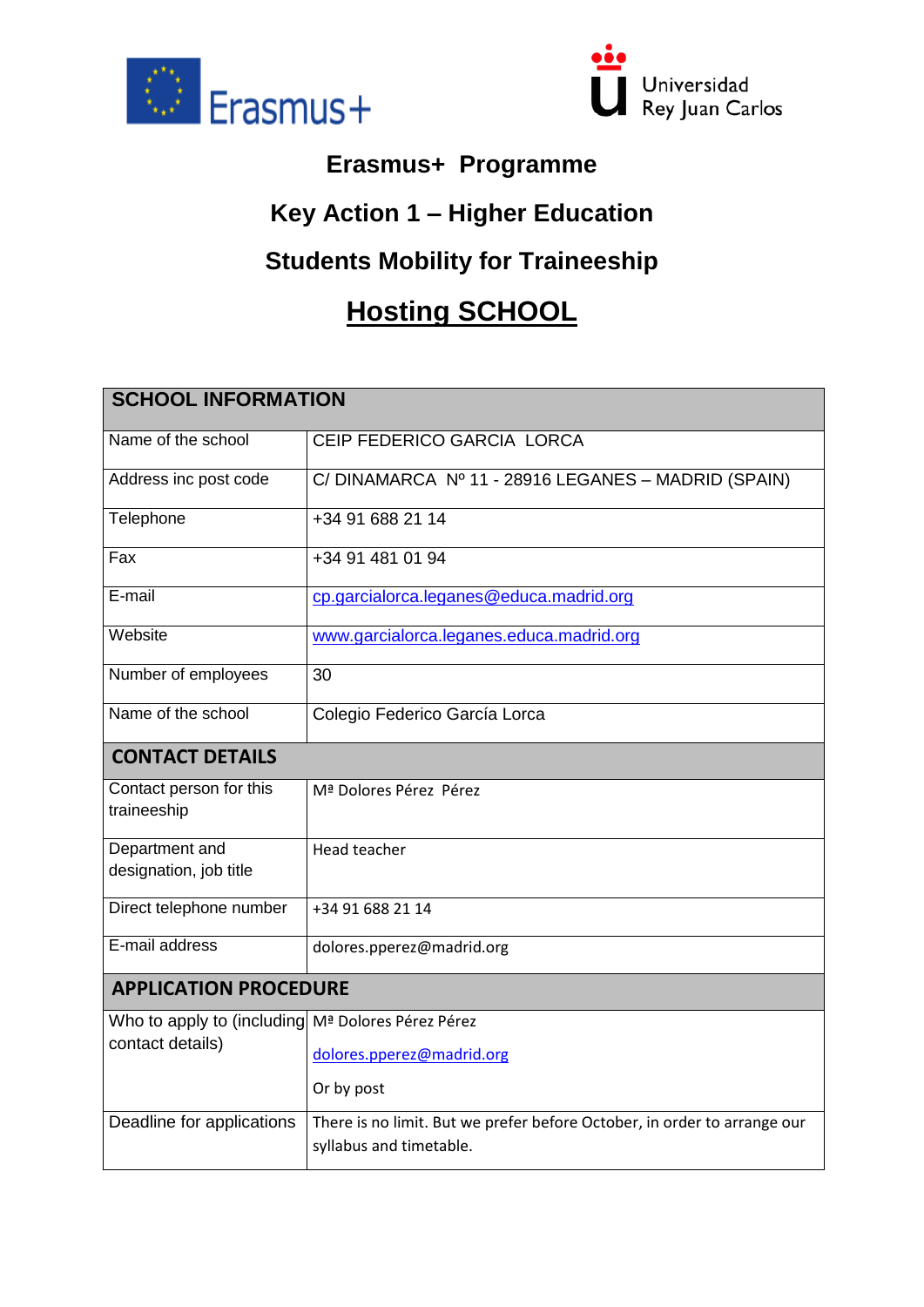Erasmus+

Universidad Rey Juan Carlos

# Erasmus+ Programme

## Key Action 1 – Higher Education

## Students Mobility for Traineeship

## Hosting SCHOOL

| SCHOOL INFORMATION | |
|---|---|
| Name of the school | CEIP FEDERICO GARCIA LORCA |
| Address inc post code | C/ DINAMARCA Nº 11 - 28916 LEGANES – MADRID (SPAIN) |
| Telephone | +34 91 688 21 14 |
| Fax | +34 91 481 01 94 |
| E-mail | cp.garcialorca.leganes@educa.madrid.org |
| Website | www.garcialorca.leganes.educa.madrid.org |
| Number of employees | 30 |
| Name of the school | Colegio Federico García Lorca |
| **CONTACT DETAILS** | |
| Contact person for this traineeship | Mª Dolores Pérez Pérez |
| Department and designation, job title | Head teacher |
| Direct telephone number | +34 91 688 21 14 |
| E-mail address | dolores.pperez@madrid.org |
| **APPLICATION PROCEDURE** | |
| Who to apply to (including contact details) | Mª Dolores Pérez Pérez<br>dolores.pperez@madrid.org<br>Or by post |
| Deadline for applications | There is no limit. But we prefer before October, in order to arrange our syllabus and timetable. |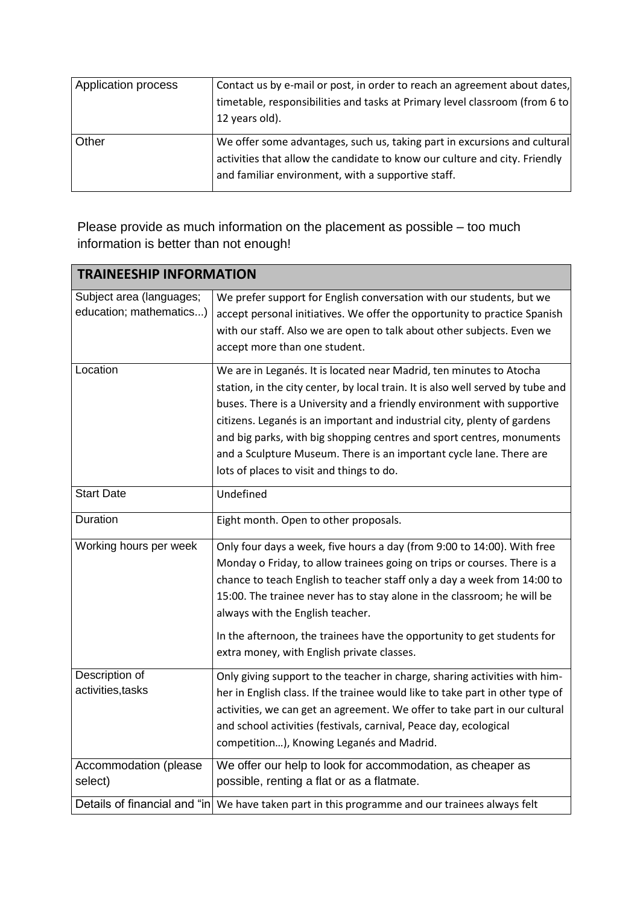| Application process | Contact us by e-mail or post, in order to reach an agreement about dates, timetable, responsibilities and tasks at Primary level classroom (from 6 to 12 years old). |
|---|---|
| Other | We offer some advantages, such us, taking part in excursions and cultural activities that allow the candidate to know our culture and city. Friendly and familiar environment, with a supportive staff. |

Please provide as much information on the placement as possible – too much information is better than not enough!

| **TRAINEESHIP INFORMATION** | |
|---|---|
| Subject area (languages; education; mathematics...) | We prefer support for English conversation with our students, but we accept personal initiatives. We offer the opportunity to practice Spanish with our staff. Also we are open to talk about other subjects. Even we accept more than one student. |
| Location | We are in Leganés. It is located near Madrid, ten minutes to Atocha station, in the city center, by local train. It is also well served by tube and buses. There is a University and a friendly environment with supportive citizens. Leganés is an important and industrial city, plenty of gardens and big parks, with big shopping centres and sport centres, monuments and a Sculpture Museum. There is an important cycle lane. There are lots of places to visit and things to do. |
| Start Date | Undefined |
| Duration | Eight month. Open to other proposals. |
| Working hours per week | Only four days a week, five hours a day (from 9:00 to 14:00). With free Monday o Friday, to allow trainees going on trips or courses. There is a chance to teach English to teacher staff only a day a week from 14:00 to 15:00. The trainee never has to stay alone in the classroom; he will be always with the English teacher.<br><br>In the afternoon, the trainees have the opportunity to get students for extra money, with English private classes. |
| Description of activities,tasks | Only giving support to the teacher in charge, sharing activities with him-her in English class. If the trainee would like to take part in other type of activities, we can get an agreement. We offer to take part in our cultural and school activities (festivals, carnival, Peace day, ecological competition…), Knowing Leganés and Madrid. |
| Accommodation (please select) | We offer our help to look for accommodation, as cheaper as possible, renting a flat or as a flatmate. |
| Details of financial and "in | We have taken part in this programme and our trainees always felt |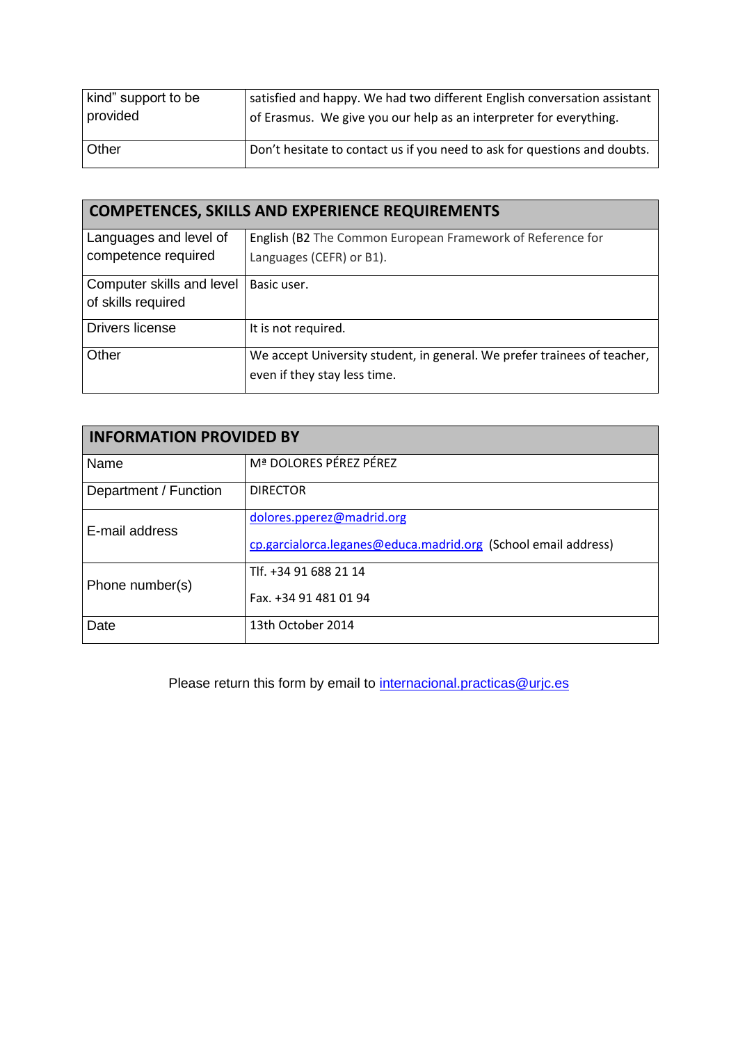| | |
|---|---|
| kind" support to be provided | satisfied and happy. We had two different English conversation assistant of Erasmus. We give you our help as an interpreter for everything. |
| Other | Don't hesitate to contact us if you need to ask for questions and doubts. |

| COMPETENCES, SKILLS AND EXPERIENCE REQUIREMENTS | |
|---|---|
| Languages and level of competence required | English (B2 The Common European Framework of Reference for Languages (CEFR) or B1). |
| Computer skills and level of skills required | Basic user. |
| Drivers license | It is not required. |
| Other | We accept University student, in general. We prefer trainees of teacher, even if they stay less time. |

| INFORMATION PROVIDED BY | |
|---|---|
| Name | Mª DOLORES PÉREZ PÉREZ |
| Department / Function | DIRECTOR |
| E-mail address | dolores.pperez@madrid.org<br>cp.garcialorca.leganes@educa.madrid.org (School email address) |
| Phone number(s) | Tlf. +34 91 688 21 14<br>Fax. +34 91 481 01 94 |
| Date | 13th October 2014 |

Please return this form by email to internacional.practicas@urjc.es